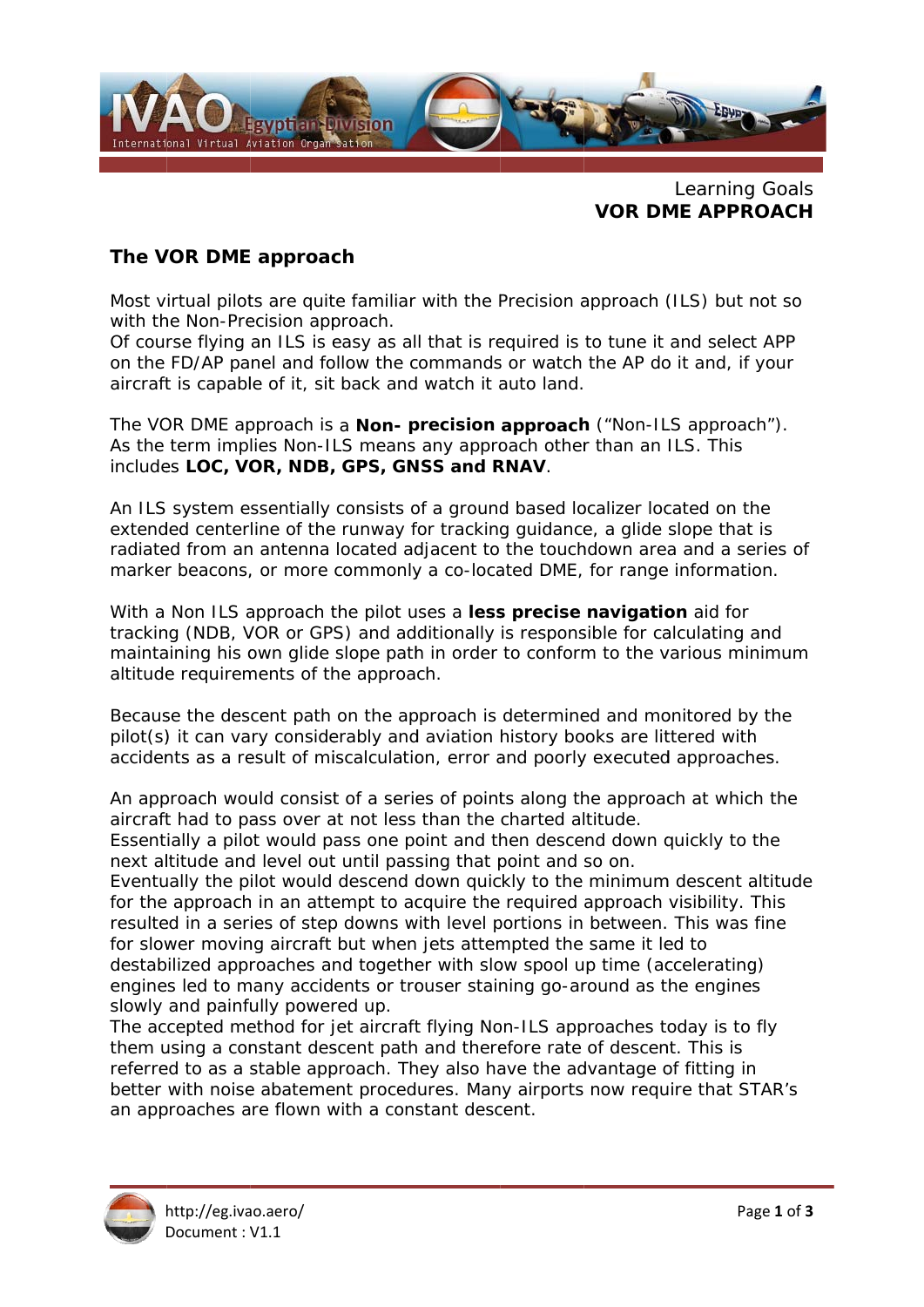Learning Goals
**VOR DME APPROACH**

## The VOR DME approach

Most virtual pilots are quite familiar with the Precision approach (ILS) but not so with the Non-Precision approach.
Of course flying an ILS is easy as all that is required is to tune it and select APP on the FD/AP panel and follow the commands or watch the AP do it and, if your aircraft is capable of it, sit back and watch it auto land.

The VOR DME approach is a **Non- precision approach** ("Non-ILS approach"). As the term implies Non-ILS means any approach other than an ILS. This includes **LOC, VOR, NDB, GPS, GNSS and RNAV**.

An ILS system essentially consists of a ground based localizer located on the extended centerline of the runway for tracking guidance, a glide slope that is radiated from an antenna located adjacent to the touchdown area and a series of marker beacons, or more commonly a co-located DME, for range information.

With a Non ILS approach the pilot uses a **less precise navigation** aid for tracking (NDB, VOR or GPS) and additionally is responsible for calculating and maintaining his own glide slope path in order to conform to the various minimum altitude requirements of the approach.

Because the descent path on the approach is determined and monitored by the pilot(s) it can vary considerably and aviation history books are littered with accidents as a result of miscalculation, error and poorly executed approaches.

An approach would consist of a series of points along the approach at which the aircraft had to pass over at not less than the charted altitude.
Essentially a pilot would pass one point and then descend down quickly to the next altitude and level out until passing that point and so on.
Eventually the pilot would descend down quickly to the minimum descent altitude for the approach in an attempt to acquire the required approach visibility. This resulted in a series of step downs with level portions in between. This was fine for slower moving aircraft but when jets attempted the same it led to destabilized approaches and together with slow spool up time (accelerating) engines led to many accidents or trouser staining go-around as the engines slowly and painfully powered up.
The accepted method for jet aircraft flying Non-ILS approaches today is to fly them using a constant descent path and therefore rate of descent. This is referred to as a stable approach. They also have the advantage of fitting in better with noise abatement procedures. Many airports now require that STAR's an approaches are flown with a constant descent.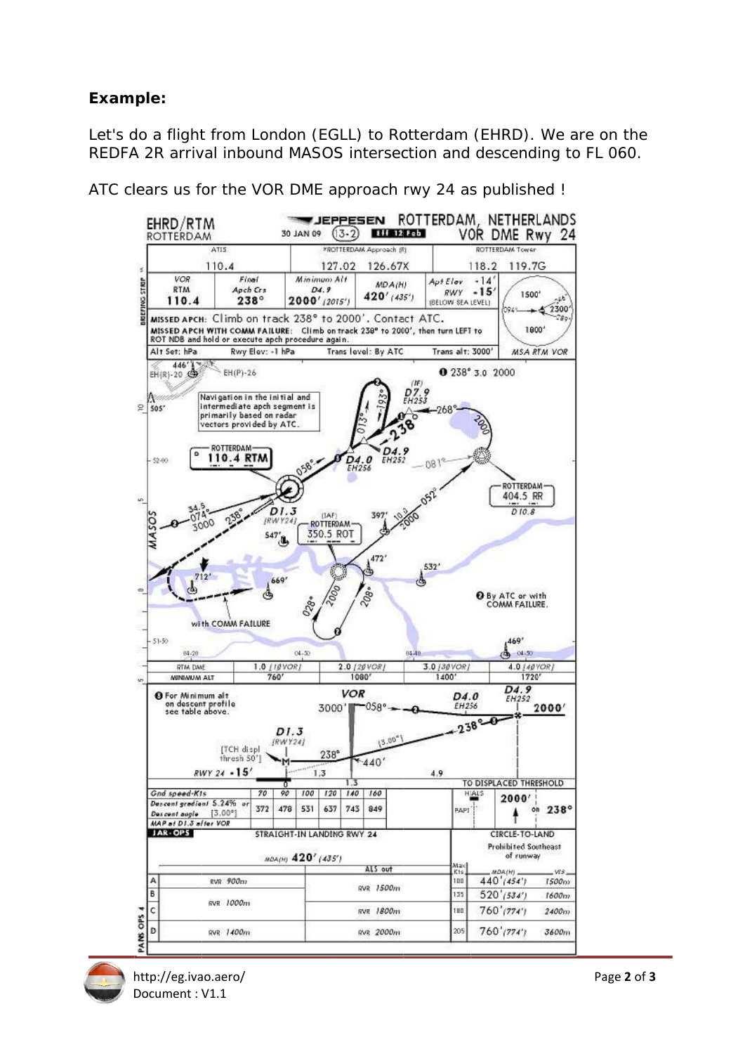**Example:**

Let's do a flight from London (EGLL) to Rotterdam (EHRD). We are on the REDFA 2R arrival inbound MASOS intersection and descending to FL 060.

ATC clears us for the VOR DME approach rwy 24 as published !

EHRD/RTM
ROTTERDAM

JEPPESEN 30 JAN 09 (13-2) Eff 12 Feb

ROTTERDAM, NETHERLANDS
VOR DME Rwy 24

| ATIS | *ROTTERDAM Approach (R) | ROTTERDAM Tower |
|---|---|---|
| 110.4 | 127.02 126.67X | 118.2 119.7G |

| VOR | Final Apch Crs | Minimum Alt D4.9 | MDA(H) | Apt Elev | MSA RTM VOR |
|---|---|---|---|---|---|
| RTM 110.4 | 238° | 2000' (2015') | 420' (435') | -14' RWY -15' (BELOW SEA LEVEL) | 1500' / 2300' / 1800' |

MISSED APCH: Climb on track 238° to 2000'. Contact ATC.

MISSED APCH WITH COMM FAILURE: Climb on track 238° to 2000', then turn LEFT to ROT NDB and hold or execute apch procedure again.

Alt Set: hPa | Rwy Elev: -1 hPa | Trans level: By ATC | Trans alt: 3000'

Navigation in the initial and intermediate apch segment is primarily based on radar vectors provided by ATC.

ROTTERDAM 110.4 RTM

ROTTERDAM 404.5 RR D10.8

(IAF) ROTTERDAM 350.5 ROT

(IF) D7.9 EH253

D4.9 EH252

D4.0 EH256

D1.3 [RWY24]

MASOS

1 238° 3.0 2000

2 By ATC or with COMM FAILURE.

with COMM FAILURE

| RTM DME | 1.0 [10VOR] | 2.0 [20VOR] | 3.0 [30VOR] | 4.0 [40VOR] |
|---|---|---|---|---|
| MINIMUM ALT | 760' | 1080' | 1400' | 1720' |

3 For Minimum alt on descent profile see table above.

VOR 3000' 058° — D4.0 EH256 — D4.9 EH252 2000' — 238° — D1.3 [RWY24] — [TCH displ thresh 50'] — RWY 24 -15' — 440' — (3.00°) — 1.3 — 4.9 — TO DISPLACED THRESHOLD

| Gnd speed-Kts | 70 | 90 | 100 | 120 | 140 | 160 |
|---|---|---|---|---|---|---|
| Descent gradient 5.24% or Descent angle [3.00°] | 372 | 478 | 531 | 637 | 743 | 849 |

MAP at D1.3 after VOR

HIALS / PAPI — 2000' on 238°

JAR-OPS

| | STRAIGHT-IN LANDING RWY 24 MDA(H) 420' (435') | | CIRCLE-TO-LAND Prohibited Southeast of runway | | |
|---|---|---|---|---|---|
| | | ALS out | Max Kts | MDA(H) | VIS |
| A | RVR 900m | RVR 1500m | 100 | 440' (454') | 1500m |
| B | RVR 1000m | RVR 1500m | 135 | 520' (534') | 1600m |
| C | RVR 1000m | RVR 1800m | 180 | 760' (774') | 2400m |
| D | RVR 1400m | RVR 2000m | 205 | 760' (774') | 3600m |

http://eg.ivao.aero/
Document : V1.1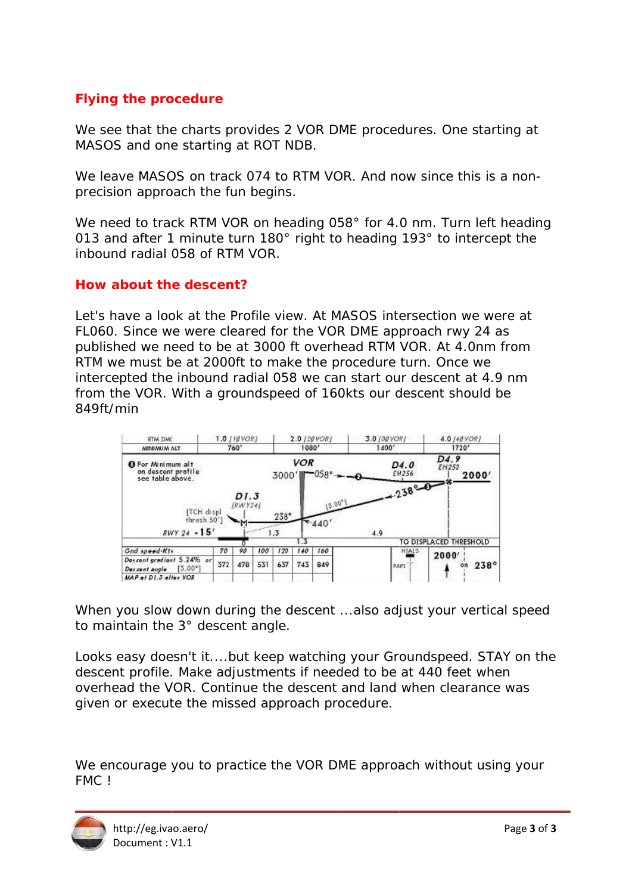## Flying the procedure

We see that the charts provides 2 VOR DME procedures. One starting at MASOS and one starting at ROT NDB.

We leave MASOS on track 074 to RTM VOR. And now since this is a non-precision approach the fun begins.

We need to track RTM VOR on heading 058° for 4.0 nm. Turn left heading 013 and after 1 minute turn 180° right to heading 193° to intercept the inbound radial 058 of RTM VOR.

## How about the descent?

Let's have a look at the Profile view. At MASOS intersection we were at FL060. Since we were cleared for the VOR DME approach rwy 24 as published we need to be at 3000 ft overhead RTM VOR. At 4.0nm from RTM we must be at 2000ft to make the procedure turn. Once we intercepted the inbound radial 058 we can start our descent at 4.9 nm from the VOR. With a groundspeed of 160kts our descent should be 849ft/min

| RTM DME | 1.0 [10 VOR] | 2.0 [20 VOR] | 3.0 [30 VOR] | 4.0 [40 VOR] |
|---|---|---|---|---|
| MINIMUM ALT | 760' | 1080' | 1400' | 1720' |

❸ For Minimum alt on descent profile see table above.

VOR

3000'

058°

D4.0

EH256

D4.9

EH252

2000'

238°

[3.00°]

D1.3

[RWY24]

[TCH displ thresh 50']

238°

440'

RWY 24 - 15'

0

1.3

1.3

4.9

TO DISPLACED THRESHOLD

| Gnd speed-Kts | 70 | 90 | 100 | 120 | 140 | 160 |
|---|---|---|---|---|---|---|
| Descent gradient 5.24% or Descent angle [3.00°] | 372 | 478 | 531 | 637 | 743 | 849 |
| MAP at D1.3 after VOR | | | | | | |

HIALS

PAPI

2000'

on 238°

When you slow down during the descent ...also adjust your vertical speed to maintain the 3° descent angle.

Looks easy doesn't it....but keep watching your Groundspeed. STAY on the descent profile. Make adjustments if needed to be at 440 feet when overhead the VOR. Continue the descent and land when clearance was given or execute the missed approach procedure.

We encourage you to practice the VOR DME approach without using your FMC !